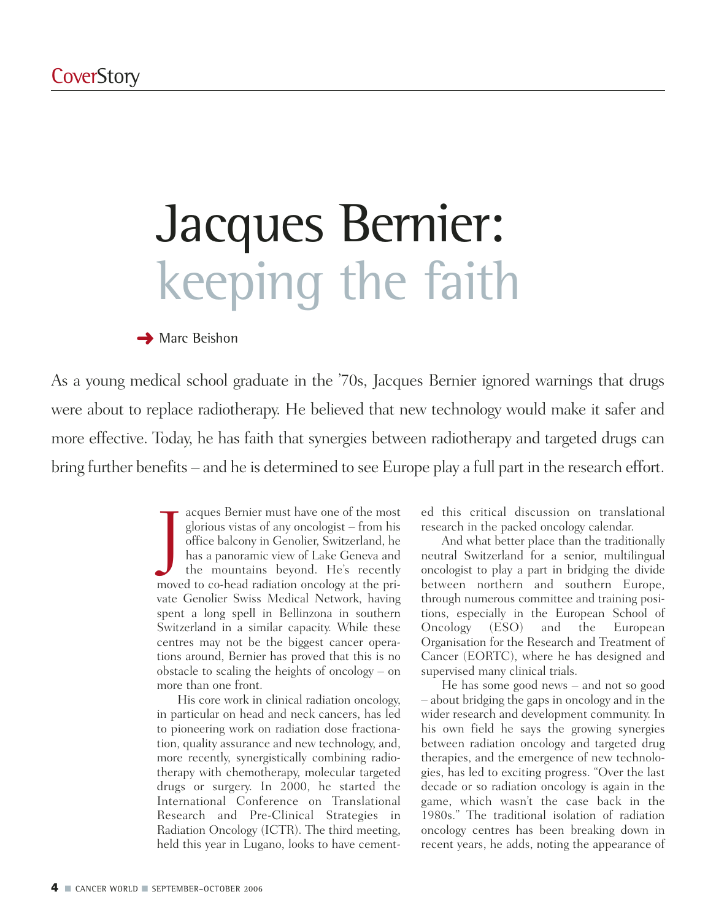# Jacques Bernier: keeping the faith

Marc Beishon

As a young medical school graduate in the '70s, Jacques Bernier ignored warnings that drugs were about to replace radiotherapy. He believed that new technology would make it safer and more effective. Today, he has faith that synergies between radiotherapy and targeted drugs can bring further benefits – and he is determined to see Europe play a full part in the research effort.

Jacques Bernier must have one of the most glorious vistas of any oncologist – from his office balcony in Genolier, Switzerland, he has a panoramic view of Lake Geneva and the mountains beyond. He's recently moved to co-head radiation oncology at the private Genolier Swiss Medical Network, having spent a long spell in Bellinzona in southern Switzerland in a similar capacity. While these centres may not be the biggest cancer operations around, Bernier has proved that this is no obstacle to scaling the heights of oncology – on more than one front.

His core work in clinical radiation oncology, in particular on head and neck cancers, has led to pioneering work on radiation dose fractionation, quality assurance and new technology, and, more recently, synergistically combining radiotherapy with chemotherapy, molecular targeted drugs or surgery. In 2000, he started the International Conference on Translational Research and Pre-Clinical Strategies in Radiation Oncology (ICTR). The third meeting, held this year in Lugano, looks to have cemented this critical discussion on translational research in the packed oncology calendar.

And what better place than the traditionally neutral Switzerland for a senior, multilingual oncologist to play a part in bridging the divide between northern and southern Europe, through numerous committee and training positions, especially in the European School of Oncology (ESO) and the European Organisation for the Research and Treatment of Cancer (EORTC), where he has designed and supervised many clinical trials.

He has some good news – and not so good – about bridging the gaps in oncology and in the wider research and development community. In his own field he says the growing synergies between radiation oncology and targeted drug therapies, and the emergence of new technologies, has led to exciting progress. "Over the last decade or so radiation oncology is again in the game, which wasn't the case back in the 1980s." The traditional isolation of radiation oncology centres has been breaking down in recent years, he adds, noting the appearance of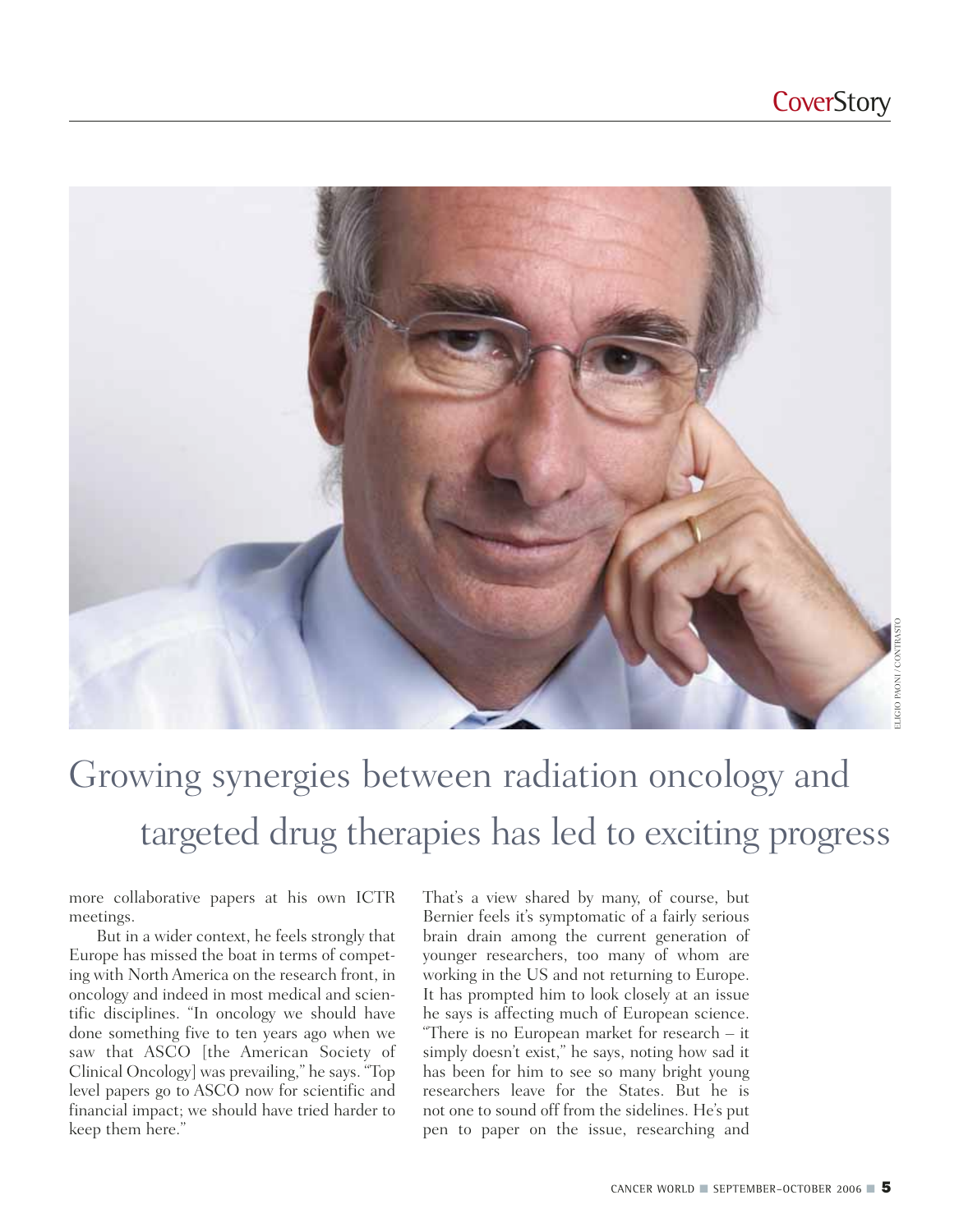# Growing synergies between radiation oncology and targeted drug therapies has led to exciting progress

more collaborative papers at his own ICTR meetings.

But in a wider context, he feels strongly that Europe has missed the boat in terms of competing with North America on the research front, in oncology and indeed in most medical and scientific disciplines. "In oncology we should have done something five to ten years ago when we saw that ASCO [the American Society of Clinical Oncology] was prevailing," he says. "Top level papers go to ASCO now for scientific and financial impact; we should have tried harder to keep them here."

That's a view shared by many, of course, but Bernier feels it's symptomatic of a fairly serious brain drain among the current generation of younger researchers, too many of whom are working in the US and not returning to Europe. It has prompted him to look closely at an issue he says is affecting much of European science. "There is no European market for research – it simply doesn't exist," he says, noting how sad it has been for him to see so many bright young researchers leave for the States. But he is not one to sound off from the sidelines. He's put pen to paper on the issue, researching and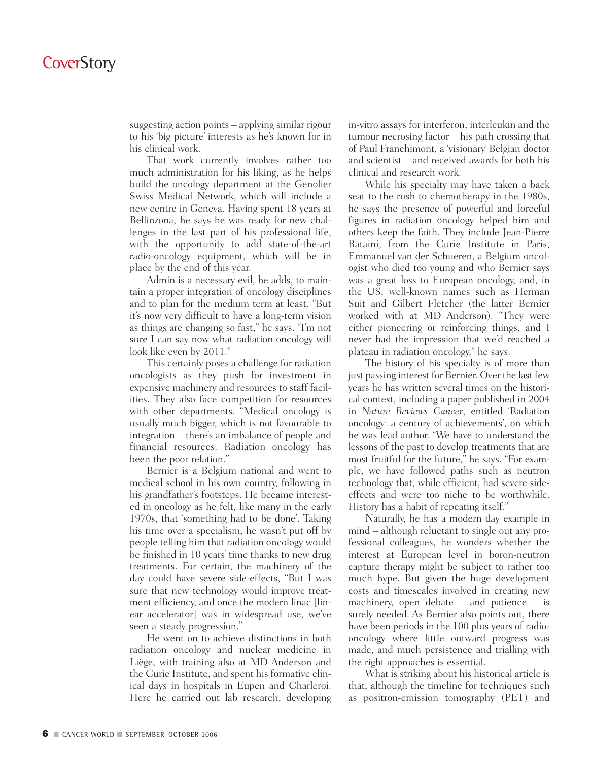suggesting action points – applying similar rigour to his 'big picture' interests as he's known for in his clinical work.

That work currently involves rather too much administration for his liking, as he helps build the oncology department at the Genolier Swiss Medical Network, which will include a new centre in Geneva. Having spent 18 years at Bellinzona, he says he was ready for new challenges in the last part of his professional life, with the opportunity to add state-of-the-art radio-oncology equipment, which will be in place by the end of this year.

Admin is a necessary evil, he adds, to maintain a proper integration of oncology disciplines and to plan for the medium term at least. "But it's now very difficult to have a long-term vision as things are changing so fast," he says. "I'm not sure I can say now what radiation oncology will look like even by 2011."

This certainly poses a challenge for radiation oncologists as they push for investment in expensive machinery and resources to staff facilities. They also face competition for resources with other departments. "Medical oncology is usually much bigger, which is not favourable to integration – there's an imbalance of people and financial resources. Radiation oncology has been the poor relation."

Bernier is a Belgium national and went to medical school in his own country, following in his grandfather's footsteps. He became interested in oncology as he felt, like many in the early 1970s, that 'something had to be done'. Taking his time over a specialism, he wasn't put off by people telling him that radiation oncology would be finished in 10 years' time thanks to new drug treatments. For certain, the machinery of the day could have severe side-effects, "But I was sure that new technology would improve treatment efficiency, and once the modern linac [linear accelerator] was in widespread use, we've seen a steady progression."

He went on to achieve distinctions in both radiation oncology and nuclear medicine in Liège, with training also at MD Anderson and the Curie Institute, and spent his formative clinical days in hospitals in Eupen and Charleroi. Here he carried out lab research, developing in-vitro assays for interferon, interleukin and the tumour necrosing factor – his path crossing that of Paul Franchimont, a 'visionary' Belgian doctor and scientist – and received awards for both his clinical and research work.

While his specialty may have taken a back seat to the rush to chemotherapy in the 1980s, he says the presence of powerful and forceful figures in radiation oncology helped him and others keep the faith. They include Jean-Pierre Bataini, from the Curie Institute in Paris, Emmanuel van der Schueren, a Belgium oncologist who died too young and who Bernier says was a great loss to European oncology, and, in the US, well-known names such as Herman Suit and Gilbert Fletcher (the latter Bernier worked with at MD Anderson). "They were either pioneering or reinforcing things, and I never had the impression that we'd reached a plateau in radiation oncology," he says.

The history of his specialty is of more than just passing interest for Bernier. Over the last few years he has written several times on the historical context, including a paper published in 2004 in *Nature Reviews Cancer*, entitled 'Radiation oncology: a century of achievements', on which he was lead author. "We have to understand the lessons of the past to develop treatments that are most fruitful for the future," he says. "For example, we have followed paths such as neutron technology that, while efficient, had severe side-effects and were too niche to be worthwhile. History has a habit of repeating itself."

Naturally, he has a modern day example in mind – although reluctant to single out any professional colleagues, he wonders whether the interest at European level in boron-neutron capture therapy might be subject to rather too much hype. But given the huge development costs and timescales involved in creating new machinery, open debate – and patience – is surely needed. As Bernier also points out, there have been periods in the 100 plus years of radio-oncology where little outward progress was made, and much persistence and trialling with the right approaches is essential.

What is striking about his historical article is that, although the timeline for techniques such as positron-emission tomography (PET) and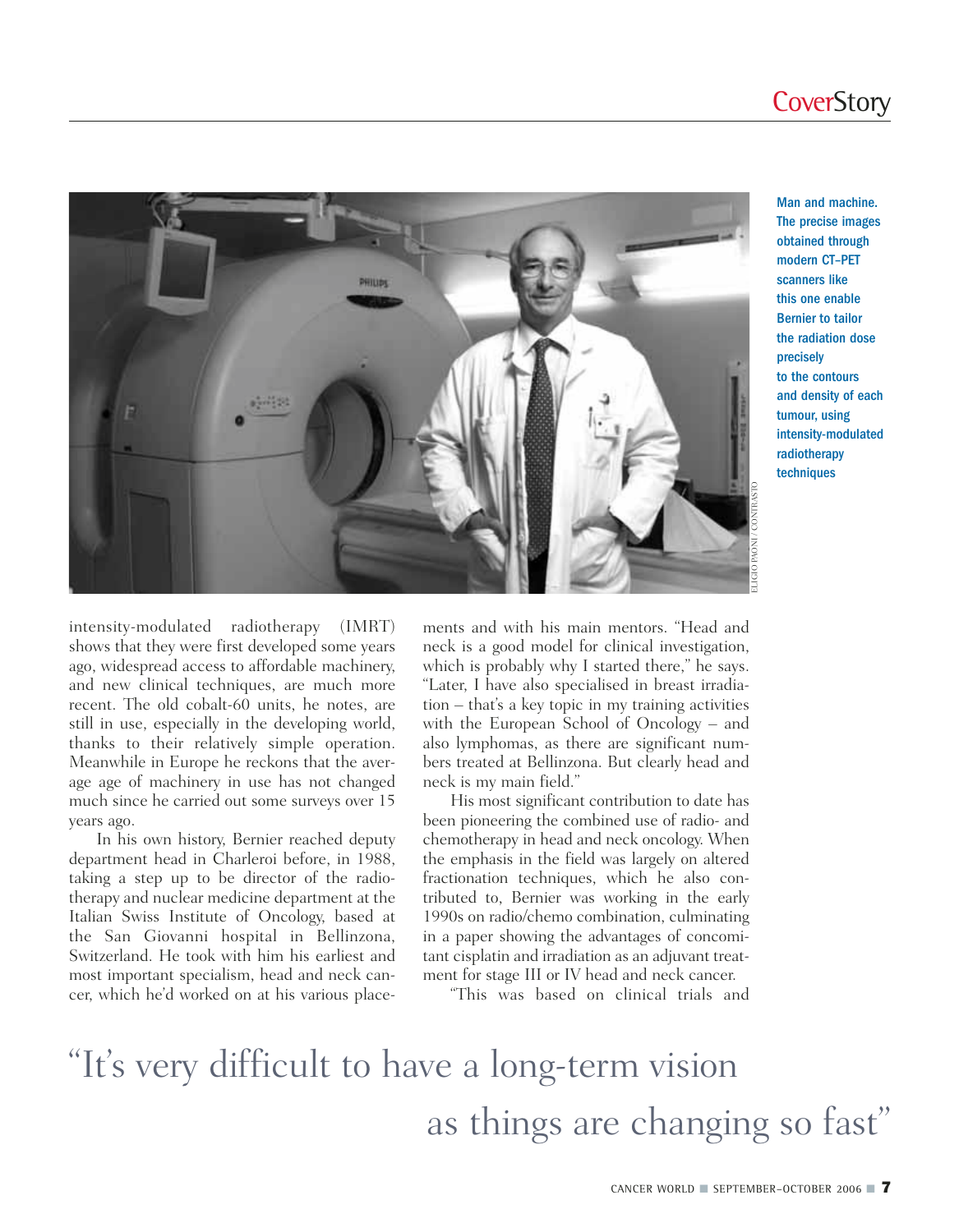Man and machine. The precise images obtained through modern CT–PET scanners like this one enable Bernier to tailor the radiation dose precisely to the contours and density of each tumour, using intensity-modulated radiotherapy techniques

ELIGIO PAONI / CONTRASTO

intensity-modulated radiotherapy (IMRT) shows that they were first developed some years ago, widespread access to affordable machinery, and new clinical techniques, are much more recent. The old cobalt-60 units, he notes, are still in use, especially in the developing world, thanks to their relatively simple operation. Meanwhile in Europe he reckons that the average age of machinery in use has not changed much since he carried out some surveys over 15 years ago.

In his own history, Bernier reached deputy department head in Charleroi before, in 1988, taking a step up to be director of the radiotherapy and nuclear medicine department at the Italian Swiss Institute of Oncology, based at the San Giovanni hospital in Bellinzona, Switzerland. He took with him his earliest and most important specialism, head and neck cancer, which he'd worked on at his various placements and with his main mentors. "Head and neck is a good model for clinical investigation, which is probably why I started there," he says. "Later, I have also specialised in breast irradiation – that's a key topic in my training activities with the European School of Oncology – and also lymphomas, as there are significant numbers treated at Bellinzona. But clearly head and neck is my main field."

His most significant contribution to date has been pioneering the combined use of radio- and chemotherapy in head and neck oncology. When the emphasis in the field was largely on altered fractionation techniques, which he also contributed to, Bernier was working in the early 1990s on radio/chemo combination, culminating in a paper showing the advantages of concomitant cisplatin and irradiation as an adjuvant treatment for stage III or IV head and neck cancer.

"This was based on clinical trials and

"It's very difficult to have a long-term vision as things are changing so fast"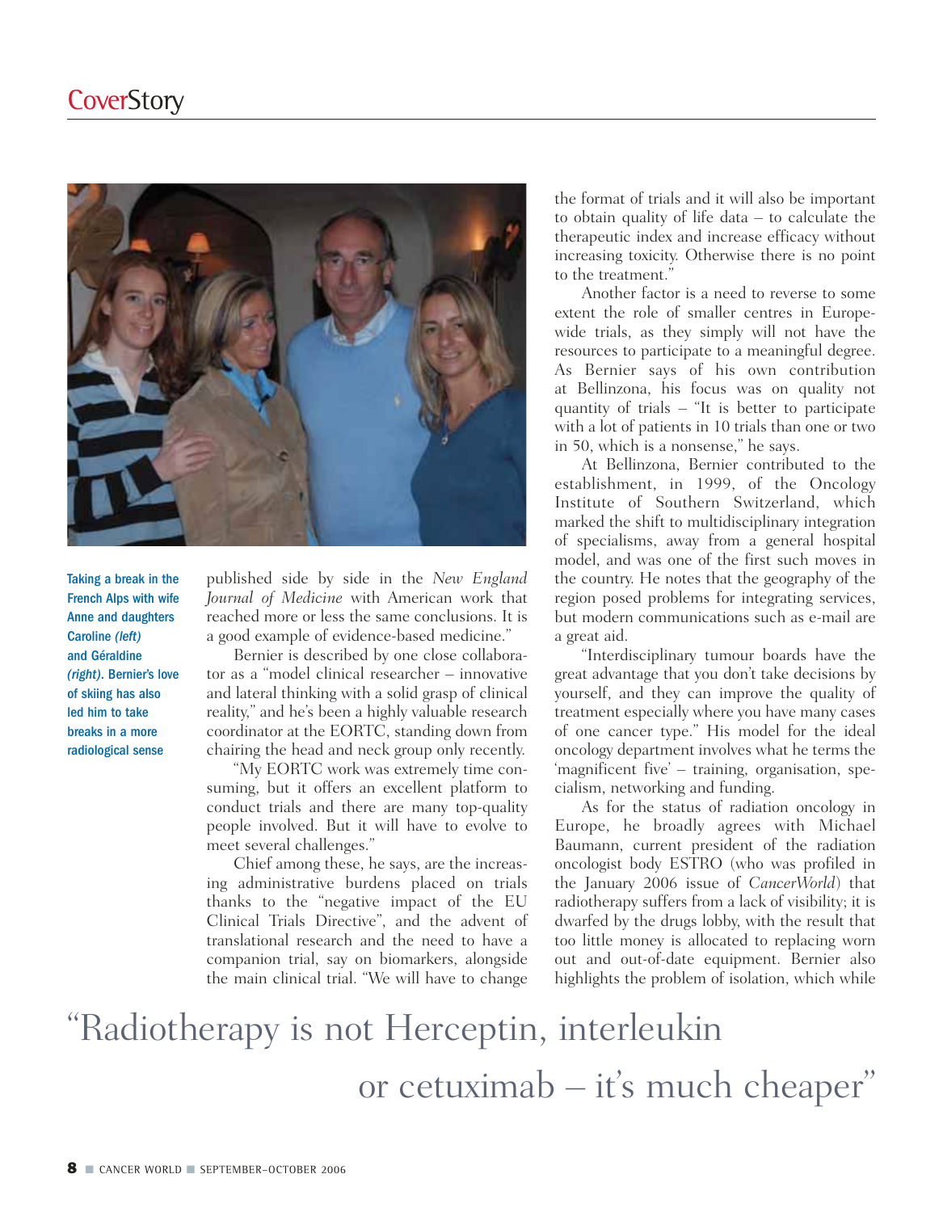Taking a break in the French Alps with wife Anne and daughters Caroline *(left)* and Géraldine *(right)*. Bernier's love of skiing has also led him to take breaks in a more radiological sense

published side by side in the *New England Journal of Medicine* with American work that reached more or less the same conclusions. It is a good example of evidence-based medicine."

Bernier is described by one close collaborator as a "model clinical researcher – innovative and lateral thinking with a solid grasp of clinical reality," and he's been a highly valuable research coordinator at the EORTC, standing down from chairing the head and neck group only recently.

"My EORTC work was extremely time consuming, but it offers an excellent platform to conduct trials and there are many top-quality people involved. But it will have to evolve to meet several challenges."

Chief among these, he says, are the increasing administrative burdens placed on trials thanks to the "negative impact of the EU Clinical Trials Directive", and the advent of translational research and the need to have a companion trial, say on biomarkers, alongside the main clinical trial. "We will have to change the format of trials and it will also be important to obtain quality of life data – to calculate the therapeutic index and increase efficacy without increasing toxicity. Otherwise there is no point to the treatment."

Another factor is a need to reverse to some extent the role of smaller centres in Europe-wide trials, as they simply will not have the resources to participate to a meaningful degree. As Bernier says of his own contribution at Bellinzona, his focus was on quality not quantity of trials – "It is better to participate with a lot of patients in 10 trials than one or two in 50, which is a nonsense," he says.

At Bellinzona, Bernier contributed to the establishment, in 1999, of the Oncology Institute of Southern Switzerland, which marked the shift to multidisciplinary integration of specialisms, away from a general hospital model, and was one of the first such moves in the country. He notes that the geography of the region posed problems for integrating services, but modern communications such as e-mail are a great aid.

"Interdisciplinary tumour boards have the great advantage that you don't take decisions by yourself, and they can improve the quality of treatment especially where you have many cases of one cancer type." His model for the ideal oncology department involves what he terms the 'magnificent five' – training, organisation, specialism, networking and funding.

As for the status of radiation oncology in Europe, he broadly agrees with Michael Baumann, current president of the radiation oncologist body ESTRO (who was profiled in the January 2006 issue of *CancerWorld*) that radiotherapy suffers from a lack of visibility; it is dwarfed by the drugs lobby, with the result that too little money is allocated to replacing worn out and out-of-date equipment. Bernier also highlights the problem of isolation, which while

"Radiotherapy is not Herceptin, interleukin or cetuximab – it's much cheaper"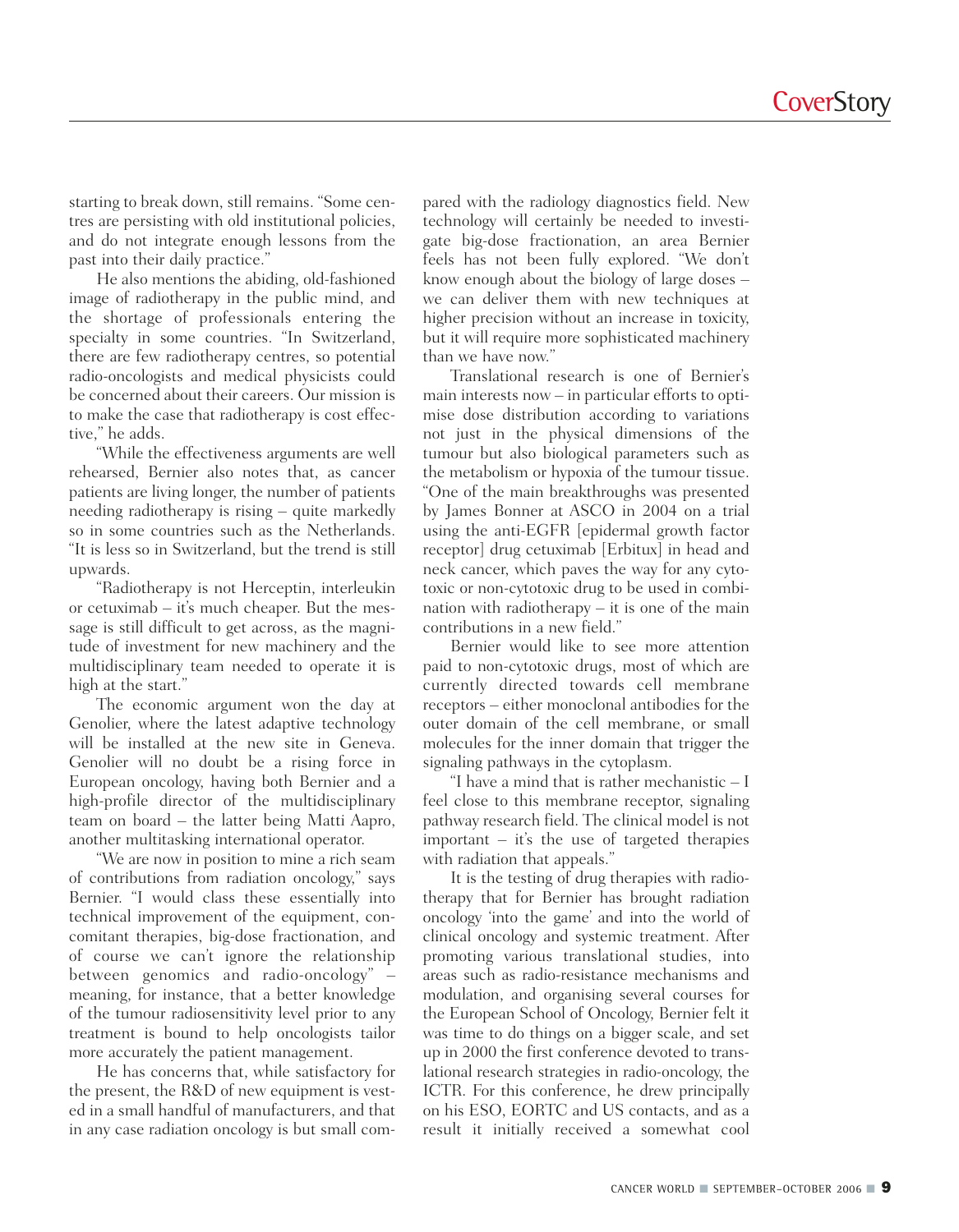starting to break down, still remains. "Some centres are persisting with old institutional policies, and do not integrate enough lessons from the past into their daily practice."

He also mentions the abiding, old-fashioned image of radiotherapy in the public mind, and the shortage of professionals entering the specialty in some countries. "In Switzerland, there are few radiotherapy centres, so potential radio-oncologists and medical physicists could be concerned about their careers. Our mission is to make the case that radiotherapy is cost effective," he adds.

"While the effectiveness arguments are well rehearsed, Bernier also notes that, as cancer patients are living longer, the number of patients needing radiotherapy is rising – quite markedly so in some countries such as the Netherlands. "It is less so in Switzerland, but the trend is still upwards.

"Radiotherapy is not Herceptin, interleukin or cetuximab – it's much cheaper. But the message is still difficult to get across, as the magnitude of investment for new machinery and the multidisciplinary team needed to operate it is high at the start."

The economic argument won the day at Genolier, where the latest adaptive technology will be installed at the new site in Geneva. Genolier will no doubt be a rising force in European oncology, having both Bernier and a high-profile director of the multidisciplinary team on board – the latter being Matti Aapro, another multitasking international operator.

"We are now in position to mine a rich seam of contributions from radiation oncology," says Bernier. "I would class these essentially into technical improvement of the equipment, concomitant therapies, big-dose fractionation, and of course we can't ignore the relationship between genomics and radio-oncology" – meaning, for instance, that a better knowledge of the tumour radiosensitivity level prior to any treatment is bound to help oncologists tailor more accurately the patient management.

He has concerns that, while satisfactory for the present, the R&D of new equipment is vested in a small handful of manufacturers, and that in any case radiation oncology is but small compared with the radiology diagnostics field. New technology will certainly be needed to investigate big-dose fractionation, an area Bernier feels has not been fully explored. "We don't know enough about the biology of large doses – we can deliver them with new techniques at higher precision without an increase in toxicity, but it will require more sophisticated machinery than we have now."

Translational research is one of Bernier's main interests now – in particular efforts to optimise dose distribution according to variations not just in the physical dimensions of the tumour but also biological parameters such as the metabolism or hypoxia of the tumour tissue. "One of the main breakthroughs was presented by James Bonner at ASCO in 2004 on a trial using the anti-EGFR [epidermal growth factor receptor] drug cetuximab [Erbitux] in head and neck cancer, which paves the way for any cytotoxic or non-cytotoxic drug to be used in combination with radiotherapy – it is one of the main contributions in a new field."

Bernier would like to see more attention paid to non-cytotoxic drugs, most of which are currently directed towards cell membrane receptors – either monoclonal antibodies for the outer domain of the cell membrane, or small molecules for the inner domain that trigger the signaling pathways in the cytoplasm.

"I have a mind that is rather mechanistic – I feel close to this membrane receptor, signaling pathway research field. The clinical model is not important – it's the use of targeted therapies with radiation that appeals."

It is the testing of drug therapies with radiotherapy that for Bernier has brought radiation oncology 'into the game' and into the world of clinical oncology and systemic treatment. After promoting various translational studies, into areas such as radio-resistance mechanisms and modulation, and organising several courses for the European School of Oncology, Bernier felt it was time to do things on a bigger scale, and set up in 2000 the first conference devoted to translational research strategies in radio-oncology, the ICTR. For this conference, he drew principally on his ESO, EORTC and US contacts, and as a result it initially received a somewhat cool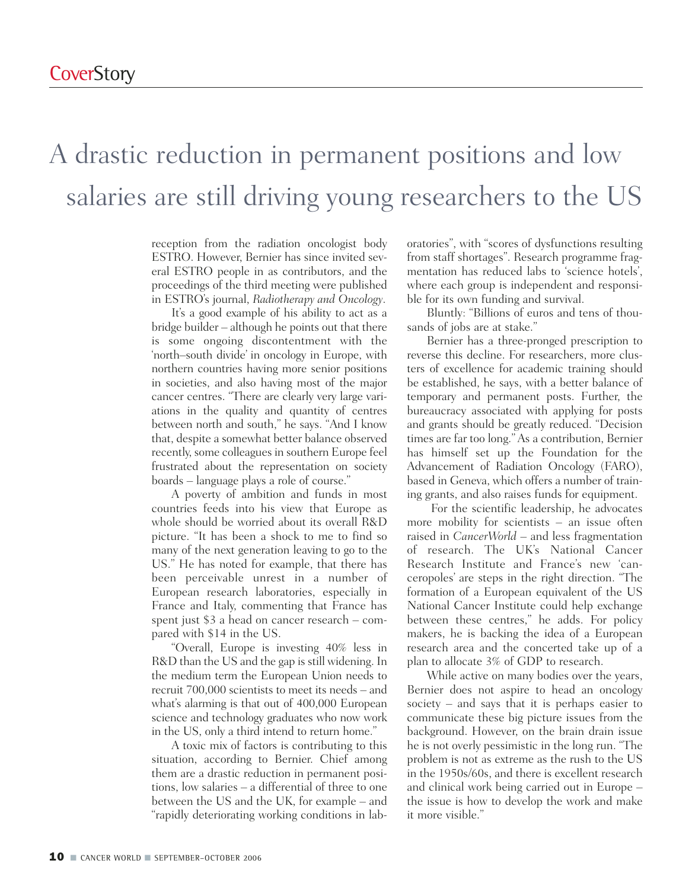# A drastic reduction in permanent positions and low salaries are still driving young researchers to the US

reception from the radiation oncologist body ESTRO. However, Bernier has since invited several ESTRO people in as contributors, and the proceedings of the third meeting were published in ESTRO's journal, *Radiotherapy and Oncology*.

It's a good example of his ability to act as a bridge builder – although he points out that there is some ongoing discontentment with the 'north–south divide' in oncology in Europe, with northern countries having more senior positions in societies, and also having most of the major cancer centres. "There are clearly very large variations in the quality and quantity of centres between north and south," he says. "And I know that, despite a somewhat better balance observed recently, some colleagues in southern Europe feel frustrated about the representation on society boards – language plays a role of course."

A poverty of ambition and funds in most countries feeds into his view that Europe as whole should be worried about its overall R&D picture. "It has been a shock to me to find so many of the next generation leaving to go to the US." He has noted for example, that there has been perceivable unrest in a number of European research laboratories, especially in France and Italy, commenting that France has spent just $3 a head on cancer research – compared with $14 in the US.

"Overall, Europe is investing 40% less in R&D than the US and the gap is still widening. In the medium term the European Union needs to recruit 700,000 scientists to meet its needs – and what's alarming is that out of 400,000 European science and technology graduates who now work in the US, only a third intend to return home."

A toxic mix of factors is contributing to this situation, according to Bernier. Chief among them are a drastic reduction in permanent positions, low salaries – a differential of three to one between the US and the UK, for example – and "rapidly deteriorating working conditions in laboratories", with "scores of dysfunctions resulting from staff shortages". Research programme fragmentation has reduced labs to 'science hotels', where each group is independent and responsible for its own funding and survival.

Bluntly: "Billions of euros and tens of thousands of jobs are at stake."

Bernier has a three-pronged prescription to reverse this decline. For researchers, more clusters of excellence for academic training should be established, he says, with a better balance of temporary and permanent posts. Further, the bureaucracy associated with applying for posts and grants should be greatly reduced. "Decision times are far too long." As a contribution, Bernier has himself set up the Foundation for the Advancement of Radiation Oncology (FARO), based in Geneva, which offers a number of training grants, and also raises funds for equipment.

For the scientific leadership, he advocates more mobility for scientists – an issue often raised in *CancerWorld* – and less fragmentation of research. The UK's National Cancer Research Institute and France's new 'canceropoles' are steps in the right direction. "The formation of a European equivalent of the US National Cancer Institute could help exchange between these centres," he adds. For policy makers, he is backing the idea of a European research area and the concerted take up of a plan to allocate 3% of GDP to research.

While active on many bodies over the years, Bernier does not aspire to head an oncology society – and says that it is perhaps easier to communicate these big picture issues from the background. However, on the brain drain issue he is not overly pessimistic in the long run. "The problem is not as extreme as the rush to the US in the 1950s/60s, and there is excellent research and clinical work being carried out in Europe – the issue is how to develop the work and make it more visible."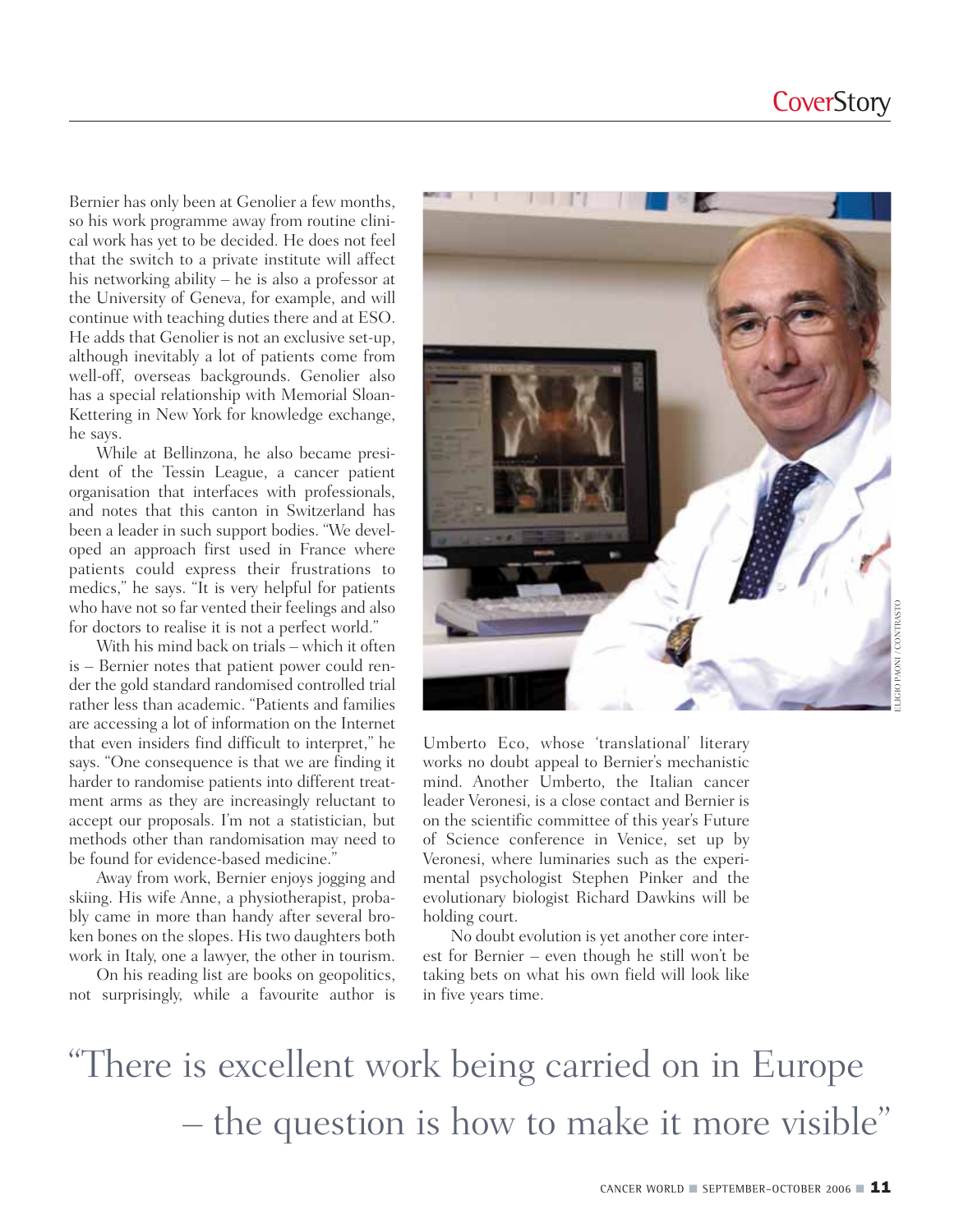Bernier has only been at Genolier a few months, so his work programme away from routine clinical work has yet to be decided. He does not feel that the switch to a private institute will affect his networking ability – he is also a professor at the University of Geneva, for example, and will continue with teaching duties there and at ESO. He adds that Genolier is not an exclusive set-up, although inevitably a lot of patients come from well-off, overseas backgrounds. Genolier also has a special relationship with Memorial Sloan-Kettering in New York for knowledge exchange, he says.

While at Bellinzona, he also became president of the Tessin League, a cancer patient organisation that interfaces with professionals, and notes that this canton in Switzerland has been a leader in such support bodies. "We developed an approach first used in France where patients could express their frustrations to medics," he says. "It is very helpful for patients who have not so far vented their feelings and also for doctors to realise it is not a perfect world."

With his mind back on trials – which it often is – Bernier notes that patient power could render the gold standard randomised controlled trial rather less than academic. "Patients and families are accessing a lot of information on the Internet that even insiders find difficult to interpret," he says. "One consequence is that we are finding it harder to randomise patients into different treatment arms as they are increasingly reluctant to accept our proposals. I'm not a statistician, but methods other than randomisation may need to be found for evidence-based medicine."

Away from work, Bernier enjoys jogging and skiing. His wife Anne, a physiotherapist, probably came in more than handy after several broken bones on the slopes. His two daughters both work in Italy, one a lawyer, the other in tourism.

On his reading list are books on geopolitics, not surprisingly, while a favourite author is Umberto Eco, whose 'translational' literary works no doubt appeal to Bernier's mechanistic mind. Another Umberto, the Italian cancer leader Veronesi, is a close contact and Bernier is on the scientific committee of this year's Future of Science conference in Venice, set up by Veronesi, where luminaries such as the experimental psychologist Stephen Pinker and the evolutionary biologist Richard Dawkins will be holding court.

No doubt evolution is yet another core interest for Bernier – even though he still won't be taking bets on what his own field will look like in five years time.

ELIGIO PAONI / CONTRASTO

"There is excellent work being carried on in Europe – the question is how to make it more visible"